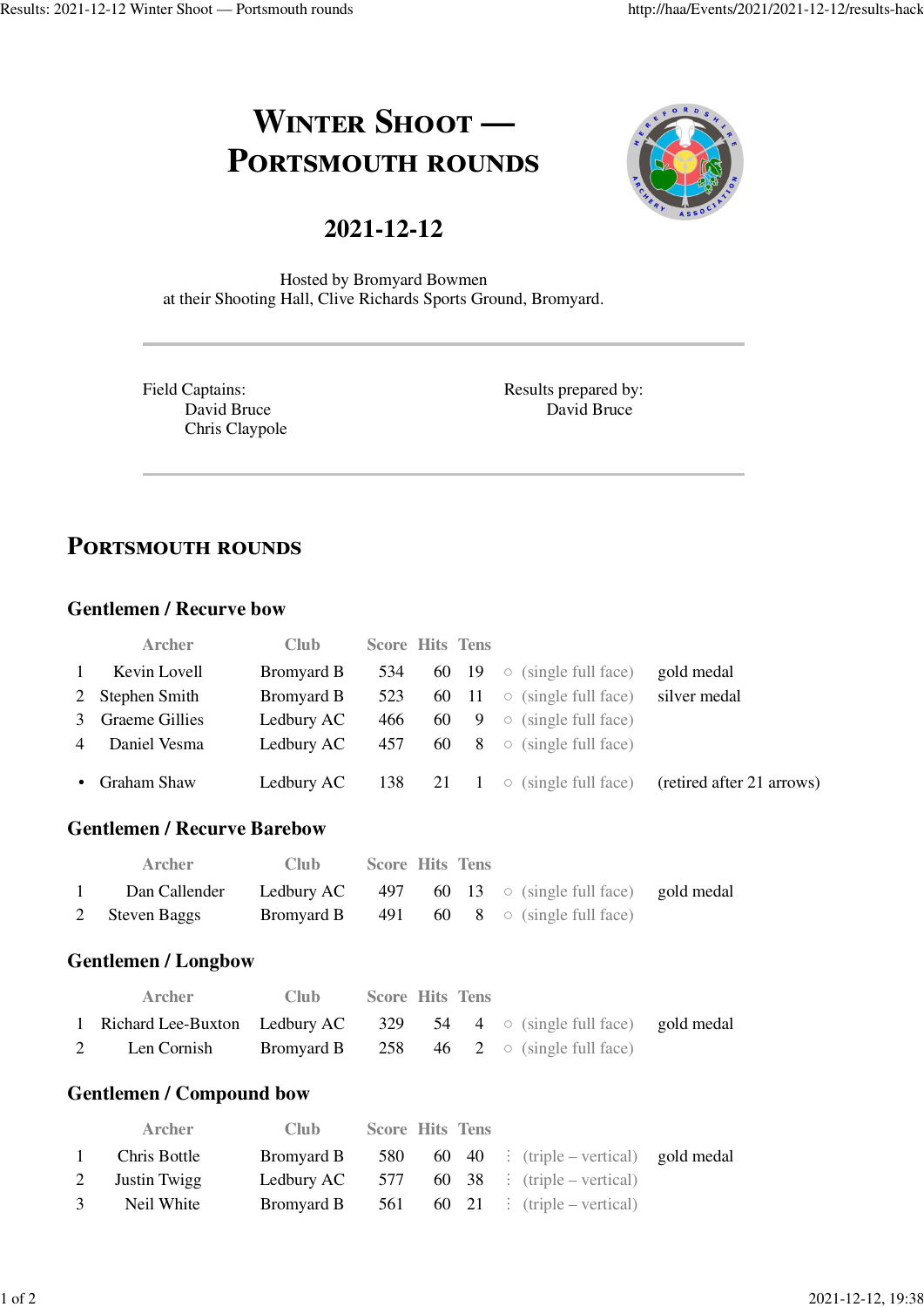# Winter Shoot — Portsmouth rounds

## 2021-12-12

Hosted by Bromyard Bowmen
at their Shooting Hall, Clive Richards Sports Ground, Bromyard.

---

Field Captains:
David Bruce
Chris Claypole

Results prepared by:
David Bruce

---

## Portsmouth rounds

### Gentlemen / Recurve bow

| | Archer | Club | Score | Hits | Tens | | |
|---|---|---|---|---|---|---|---|
| 1 | Kevin Lovell | Bromyard B | 534 | 60 | 19 | ○ (single full face) | gold medal |
| 2 | Stephen Smith | Bromyard B | 523 | 60 | 11 | ○ (single full face) | silver medal |
| 3 | Graeme Gillies | Ledbury AC | 466 | 60 | 9 | ○ (single full face) | |
| 4 | Daniel Vesma | Ledbury AC | 457 | 60 | 8 | ○ (single full face) | |
| • | Graham Shaw | Ledbury AC | 138 | 21 | 1 | ○ (single full face) | (retired after 21 arrows) |

### Gentlemen / Recurve Barebow

| | Archer | Club | Score | Hits | Tens | | |
|---|---|---|---|---|---|---|---|
| 1 | Dan Callender | Ledbury AC | 497 | 60 | 13 | ○ (single full face) | gold medal |
| 2 | Steven Baggs | Bromyard B | 491 | 60 | 8 | ○ (single full face) | |

### Gentlemen / Longbow

| | Archer | Club | Score | Hits | Tens | | |
|---|---|---|---|---|---|---|---|
| 1 | Richard Lee-Buxton | Ledbury AC | 329 | 54 | 4 | ○ (single full face) | gold medal |
| 2 | Len Cornish | Bromyard B | 258 | 46 | 2 | ○ (single full face) | |

### Gentlemen / Compound bow

| | Archer | Club | Score | Hits | Tens | | |
|---|---|---|---|---|---|---|---|
| 1 | Chris Bottle | Bromyard B | 580 | 60 | 40 | ⋮ (triple – vertical) | gold medal |
| 2 | Justin Twigg | Ledbury AC | 577 | 60 | 38 | ⋮ (triple – vertical) | |
| 3 | Neil White | Bromyard B | 561 | 60 | 21 | ⋮ (triple – vertical) | |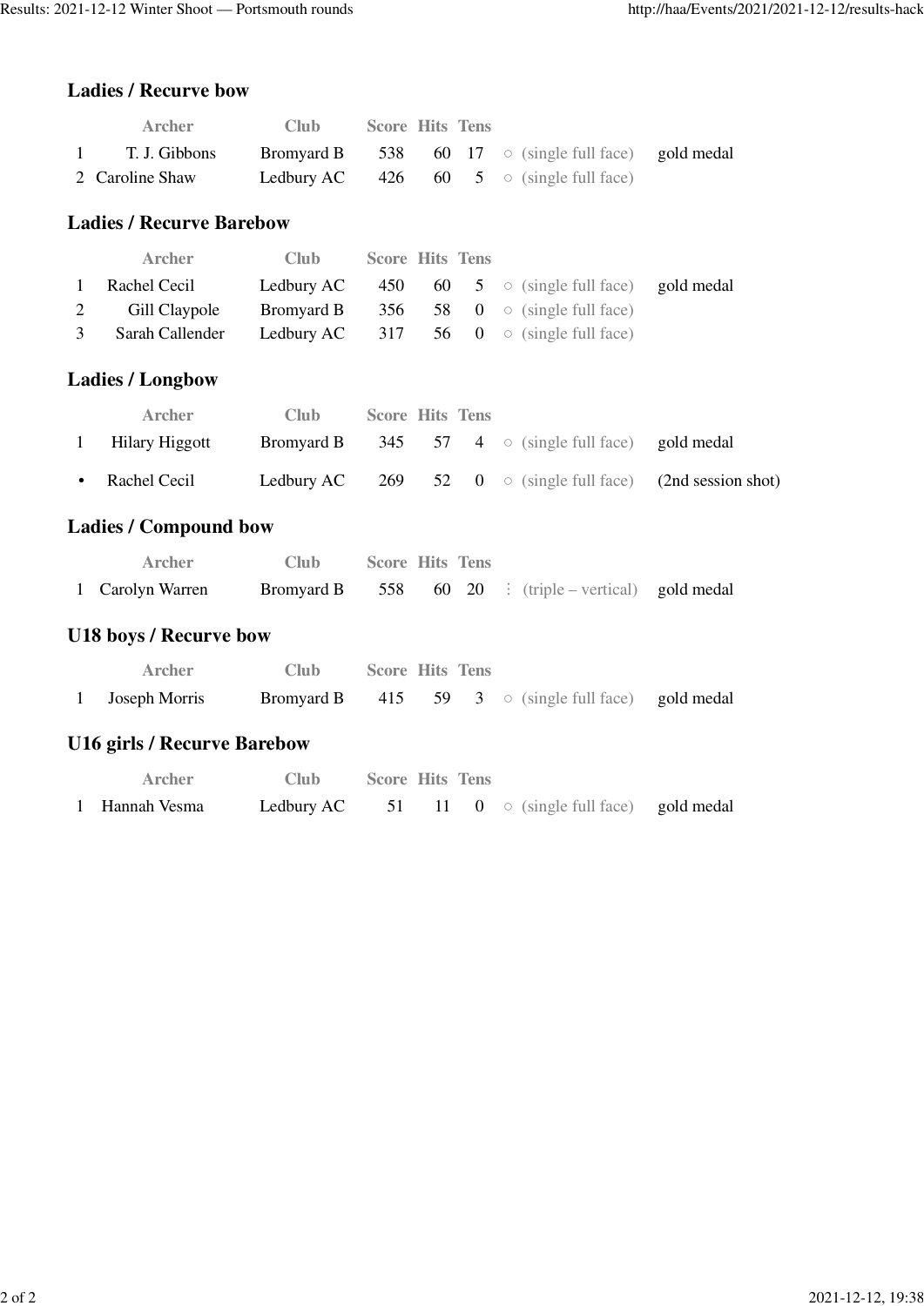## Ladies / Recurve bow

| | Archer | Club | Score | Hits | Tens | | |
|---|---|---|---|---|---|---|---|
| 1 | T. J. Gibbons | Bromyard B | 538 | 60 | 17 | ○ (single full face) | gold medal |
| 2 | Caroline Shaw | Ledbury AC | 426 | 60 | 5 | ○ (single full face) | |

## Ladies / Recurve Barebow

| | Archer | Club | Score | Hits | Tens | | |
|---|---|---|---|---|---|---|---|
| 1 | Rachel Cecil | Ledbury AC | 450 | 60 | 5 | ○ (single full face) | gold medal |
| 2 | Gill Claypole | Bromyard B | 356 | 58 | 0 | ○ (single full face) | |
| 3 | Sarah Callender | Ledbury AC | 317 | 56 | 0 | ○ (single full face) | |

## Ladies / Longbow

| | Archer | Club | Score | Hits | Tens | | |
|---|---|---|---|---|---|---|---|
| 1 | Hilary Higgott | Bromyard B | 345 | 57 | 4 | ○ (single full face) | gold medal |
| • | Rachel Cecil | Ledbury AC | 269 | 52 | 0 | ○ (single full face) | (2nd session shot) |

## Ladies / Compound bow

| | Archer | Club | Score | Hits | Tens | | |
|---|---|---|---|---|---|---|---|
| 1 | Carolyn Warren | Bromyard B | 558 | 60 | 20 | ⋮ (triple – vertical) | gold medal |

## U18 boys / Recurve bow

| | Archer | Club | Score | Hits | Tens | | |
|---|---|---|---|---|---|---|---|
| 1 | Joseph Morris | Bromyard B | 415 | 59 | 3 | ○ (single full face) | gold medal |

## U16 girls / Recurve Barebow

| | Archer | Club | Score | Hits | Tens | | |
|---|---|---|---|---|---|---|---|
| 1 | Hannah Vesma | Ledbury AC | 51 | 11 | 0 | ○ (single full face) | gold medal |